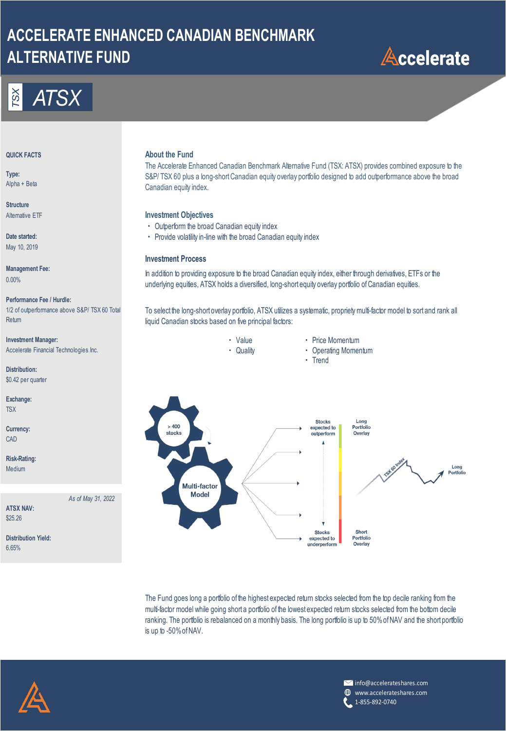# ACCELERATE ENHANCED CANADIAN BENCHMARK ALTERNATIVE FUND

Accelerate

TSX **ATSX**

## QUICK FACTS

**Type:**
Alpha + Beta

**Structure**
Alternative ETF

**Date started:**
May 10, 2019

**Management Fee:**
0.00%

**Performance Fee / Hurdle:**
1/2 of outperformance above S&P/ TSX 60 Total Return

**Investment Manager:**
Accelerate Financial Technologies Inc.

**Distribution:**
$0.42 per quarter

**Exchange:**
TSX

**Currency:**
CAD

**Risk-Rating:**
Medium

*As of May 31, 2022*

**ATSX NAV:**
$25.26

**Distribution Yield:**
6.65%

## About the Fund

The Accelerate Enhanced Canadian Benchmark Alternative Fund (TSX: ATSX) provides combined exposure to the S&P/ TSX 60 plus a long-short Canadian equity overlay portfolio designed to add outperformance above the broad Canadian equity index.

## Investment Objectives

- Outperform the broad Canadian equity index
- Provide volatility in-line with the broad Canadian equity index

## Investment Process

In addition to providing exposure to the broad Canadian equity index, either through derivatives, ETFs or the underlying equities, ATSX holds a diversified, long-short equity overlay portfolio of Canadian equities.

To select the long-short overlay portfolio, ATSX utilizes a systematic, propriety multi-factor model to sort and rank all liquid Canadian stocks based on five principal factors:

- Value
- Quality
- Price Momentum
- Operating Momentum
- Trend

> 400 stocks

Multi-factor Model

Stocks expected to outperform — Long Portfolio Overlay

Stocks expected to underperform — Short Portfolio Overlay

TSX 60 Index

Long Portfolio

The Fund goes long a portfolio of the highest expected return stocks selected from the top decile ranking from the multi-factor model while going short a portfolio of the lowest expected return stocks selected from the bottom decile ranking. The portfolio is rebalanced on a monthly basis. The long portfolio is up to 50% of NAV and the short portfolio is up to -50% of NAV.

info@accelerateshares.com
www.accelerateshares.com
1-855-892-0740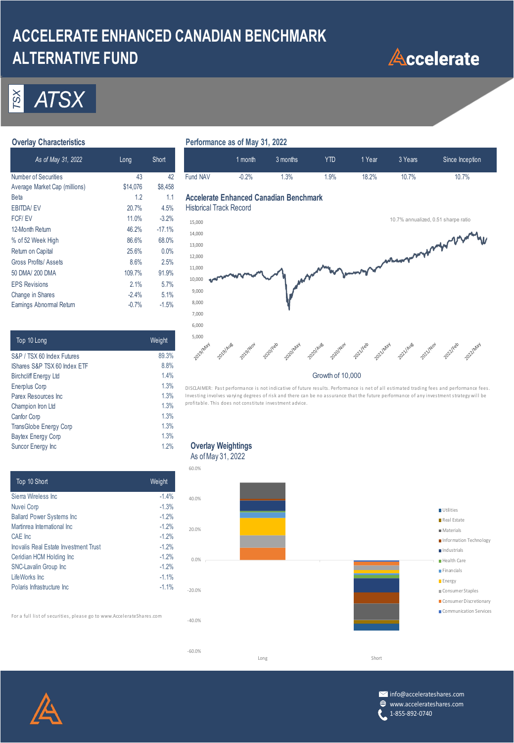# ACCELERATE ENHANCED CANADIAN BENCHMARK ALTERNATIVE FUND

Accelerate

TSX ATSX

## Overlay Characteristics

| *As of May 31, 2022* | Long | Short |
|---|---|---|
| Number of Securities | 43 | 42 |
| Average Market Cap (millions) | $14,076 | $8,458 |
| Beta | 1.2 | 1.1 |
| EBITDA/ EV | 20.7% | 4.5% |
| FCF/ EV | 11.0% | -3.2% |
| 12-Month Return | 46.2% | -17.1% |
| % of 52 Week High | 86.6% | 68.0% |
| Return on Capital | 25.6% | 0.0% |
| Gross Profits/ Assets | 8.6% | 2.5% |
| 50 DMA/ 200 DMA | 109.7% | 91.9% |
| EPS Revisions | 2.1% | 5.7% |
| Change in Shares | -2.4% | 5.1% |
| Earnings Abnormal Return | -0.7% | -1.5% |

| Top 10 Long | Weight |
|---|---|
| S&P / TSX 60 Index Futures | 89.3% |
| IShares S&P TSX 60 Index ETF | 8.8% |
| Birchcliff Energy Ltd | 1.4% |
| Enerplus Corp | 1.3% |
| Parex Resources Inc | 1.3% |
| Champion Iron Ltd | 1.3% |
| Canfor Corp | 1.3% |
| TransGlobe Energy Corp | 1.3% |
| Baytex Energy Corp | 1.3% |
| Suncor Energy Inc | 1.2% |

| Top 10 Short | Weight |
|---|---|
| Sierra Wireless Inc | -1.4% |
| Nuvei Corp | -1.3% |
| Ballard Power Systems Inc | -1.2% |
| Martinrea International Inc | -1.2% |
| CAE Inc | -1.2% |
| Inovalis Real Estate Investment Trust | -1.2% |
| Ceridian HCM Holding Inc | -1.2% |
| SNC-Lavalin Group Inc | -1.2% |
| LifeWorks Inc | -1.1% |
| Polaris Infrastructure Inc | -1.1% |

For a full list of securities, please go to www.AccelerateShares.com

## Performance as of May 31, 2022

| | 1 month | 3 months | YTD | 1 Year | 3 Years | Since Inception |
|---|---|---|---|---|---|---|
| Fund NAV | -0.2% | 1.3% | 1.9% | 18.2% | 10.7% | 10.7% |

## Accelerate Enhanced Canadian Benchmark

Historical Track Record

10.7% annualized, 0.51 sharpe ratio

15,000
14,000
13,000
12,000
11,000
10,000
9,000
8,000
7,000
6,000
5,000

2019/May 2019/Aug 2019/Nov 2020/Feb 2020/May 2020/Aug 2020/Nov 2021/Feb 2021/May 2021/Aug 2021/Nov 2022/Feb 2022/May

Growth of 10,000

DISCLAIMER: Past performance is not indicative of future results. Performance is net of all estimated trading fees and performance fees. Investing involves varying degrees of risk and there can be no assurance that the future performance of any investment strategy will be profitable. This does not constitute investment advice.

## Overlay Weightings

As of May 31, 2022

60.0%
40.0%
20.0%
0.0%
-20.0%
-40.0%
-60.0%

Long
Short

- Utilities
- Real Estate
- Materials
- Information Technology
- Industrials
- Health Care
- Financials
- Energy
- Consumer Staples
- Consumer Discretionary
- Communication Services

info@accelerateshares.com
www.accelerateshares.com
1-855-892-0740